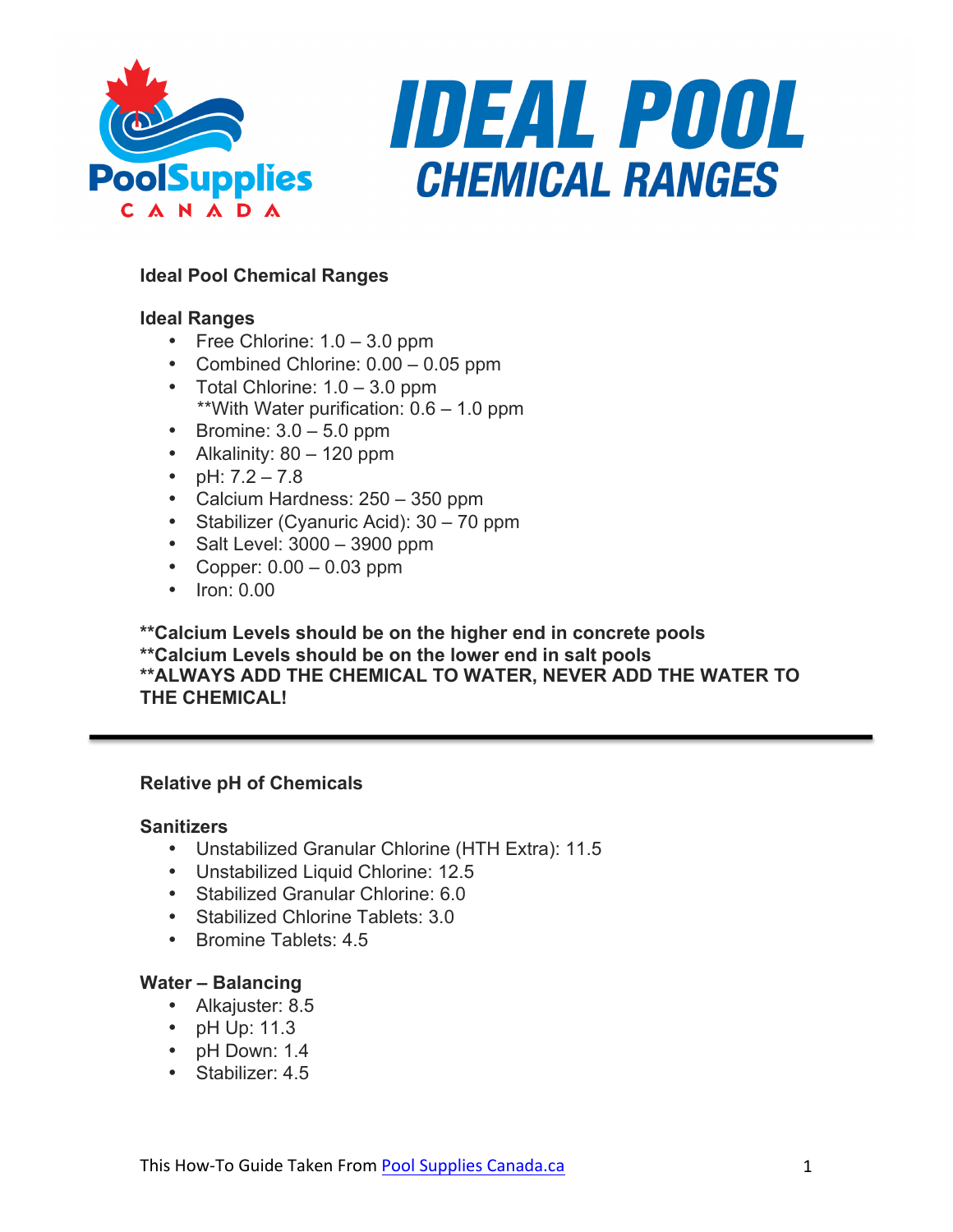# IDEAL POOL CHEMICAL RANGES

## Ideal Pool Chemical Ranges

### Ideal Ranges

- Free Chlorine: 1.0 – 3.0 ppm
- Combined Chlorine: 0.00 – 0.05 ppm
- Total Chlorine: 1.0 – 3.0 ppm
  **With Water purification: 0.6 – 1.0 ppm
- Bromine: 3.0 – 5.0 ppm
- Alkalinity: 80 – 120 ppm
- pH: 7.2 – 7.8
- Calcium Hardness: 250 – 350 ppm
- Stabilizer (Cyanuric Acid): 30 – 70 ppm
- Salt Level: 3000 – 3900 ppm
- Copper: 0.00 – 0.03 ppm
- Iron: 0.00

**\*\*Calcium Levels should be on the higher end in concrete pools**
**\*\*Calcium Levels should be on the lower end in salt pools**
**\*\*ALWAYS ADD THE CHEMICAL TO WATER, NEVER ADD THE WATER TO THE CHEMICAL!**

---

## Relative pH of Chemicals

### Sanitizers

- Unstabilized Granular Chlorine (HTH Extra): 11.5
- Unstabilized Liquid Chlorine: 12.5
- Stabilized Granular Chlorine: 6.0
- Stabilized Chlorine Tablets: 3.0
- Bromine Tablets: 4.5

### Water – Balancing

- Alkajuster: 8.5
- pH Up: 11.3
- pH Down: 1.4
- Stabilizer: 4.5

This How-To Guide Taken From [Pool Supplies Canada.ca]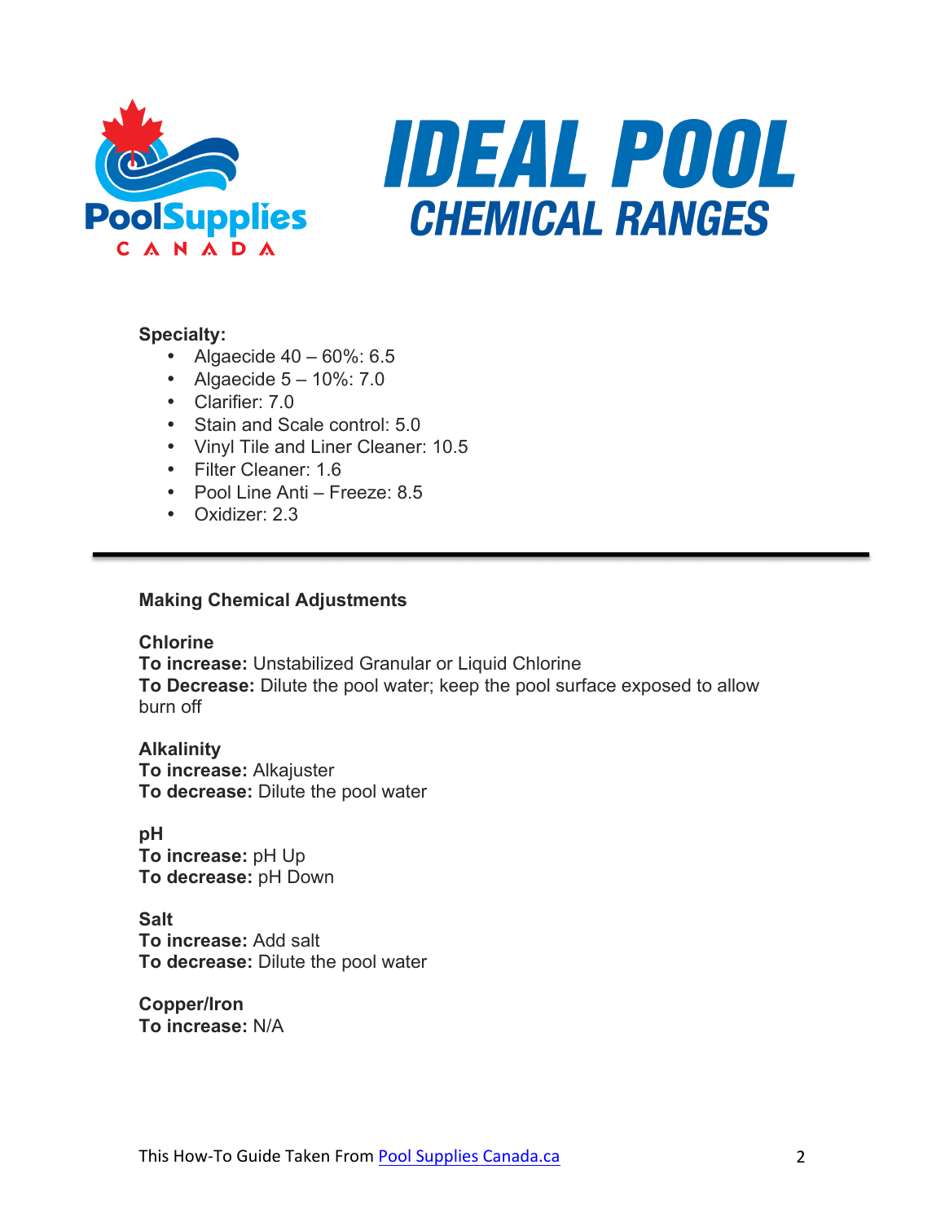# IDEAL POOL CHEMICAL RANGES

**Specialty:**

- Algaecide 40 – 60%: 6.5
- Algaecide 5 – 10%: 7.0
- Clarifier: 7.0
- Stain and Scale control: 5.0
- Vinyl Tile and Liner Cleaner: 10.5
- Filter Cleaner: 1.6
- Pool Line Anti – Freeze: 8.5
- Oxidizer: 2.3

---

## Making Chemical Adjustments

**Chlorine**
**To increase:** Unstabilized Granular or Liquid Chlorine
**To Decrease:** Dilute the pool water; keep the pool surface exposed to allow burn off

**Alkalinity**
**To increase:** Alkajuster
**To decrease:** Dilute the pool water

**pH**
**To increase:** pH Up
**To decrease:** pH Down

**Salt**
**To increase:** Add salt
**To decrease:** Dilute the pool water

**Copper/Iron**
**To increase:** N/A

This How-To Guide Taken From [Pool Supplies Canada.ca]()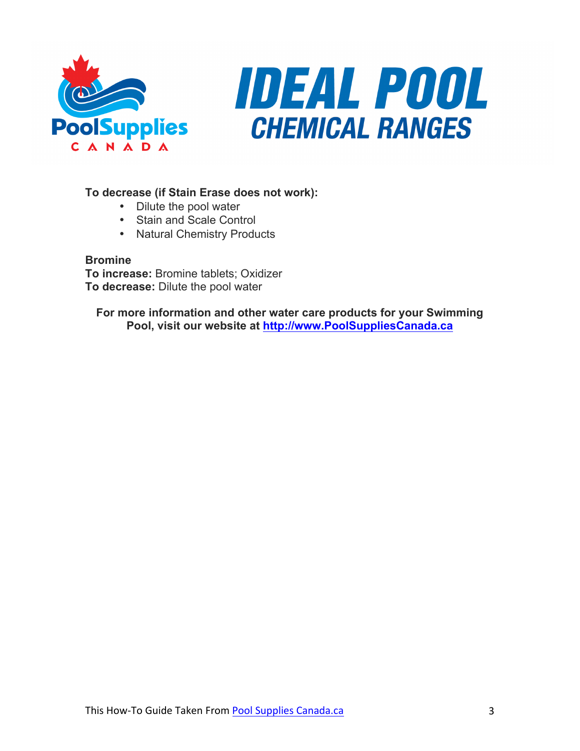**To decrease (if Stain Erase does not work):**

- Dilute the pool water
- Stain and Scale Control
- Natural Chemistry Products

**Bromine**

**To increase:** Bromine tablets; Oxidizer

**To decrease:** Dilute the pool water

**For more information and other water care products for your Swimming Pool, visit our website at [http://www.PoolSuppliesCanada.ca](http://www.PoolSuppliesCanada.ca)**